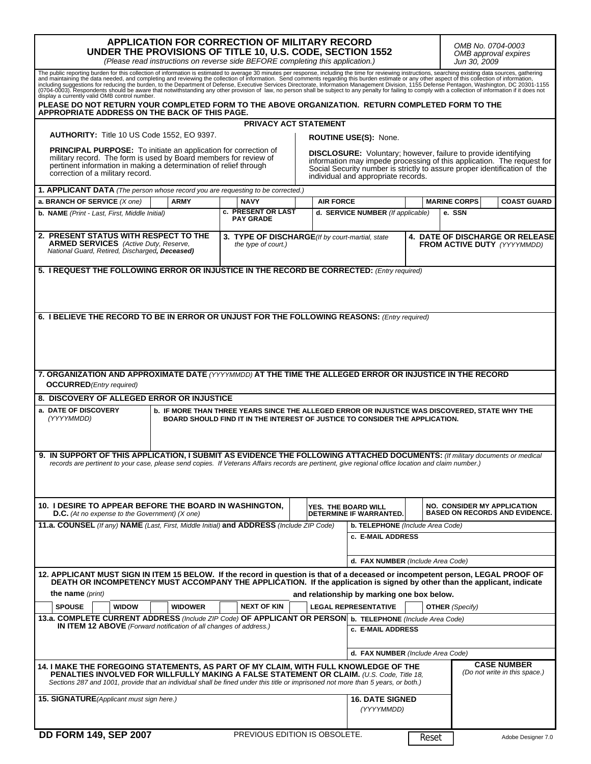# APPLICATION FOR CORRECTION OF MILITARY RECORD UNDER THE PROVISIONS OF TITLE 10, U.S. CODE, SECTION 1552

*(Please read instructions on reverse side BEFORE completing this application.)*

*OMB No. 0704-0003*
*OMB approval expires Jun 30, 2009*

The public reporting burden for this collection of information is estimated to average 30 minutes per response, including the time for reviewing instructions, searching existing data sources, gathering and maintaining the data needed, and completing and reviewing the collection of information. Send comments regarding this burden estimate or any other aspect of this collection of information, including suggestions for reducing the burden, to the Department of Defense, Executive Services Directorate, Information Management Division, 1155 Defense Pentagon, Washington, DC 20301-1155 (0704-0003). Respondents should be aware that notwithstanding any other provision of law, no person shall be subject to any penalty for failing to comply with a collection of information if it does not display a currently valid OMB control number.

**PLEASE DO NOT RETURN YOUR COMPLETED FORM TO THE ABOVE ORGANIZATION. RETURN COMPLETED FORM TO THE APPROPRIATE ADDRESS ON THE BACK OF THIS PAGE.**

## PRIVACY ACT STATEMENT

**AUTHORITY:** Title 10 US Code 1552, EO 9397.

**PRINCIPAL PURPOSE:** To initiate an application for correction of military record. The form is used by Board members for review of pertinent information in making a determination of relief through correction of a military record.

**ROUTINE USE(S):** None.

**DISCLOSURE:** Voluntary; however, failure to provide identifying information may impede processing of this application. The request for Social Security number is strictly to assure proper identification of the individual and appropriate records.

**1. APPLICANT DATA** *(The person whose record you are requesting to be corrected.)*

| a. BRANCH OF SERVICE *(X one)* | | ARMY | | NAVY | | AIR FORCE | | MARINE CORPS | | COAST GUARD |
|---|---|---|---|---|---|---|---|---|---|---|

| b. NAME *(Print - Last, First, Middle Initial)* | c. PRESENT OR LAST PAY GRADE | d. SERVICE NUMBER *(If applicable)* | e. SSN |
|---|---|---|---|
| | | | |

| 2. PRESENT STATUS WITH RESPECT TO THE ARMED SERVICES *(Active Duty, Reserve, National Guard, Retired, Discharged, **Deceased**)* | 3. TYPE OF DISCHARGE *(If by court-martial, state the type of court.)* | 4. DATE OF DISCHARGE OR RELEASE FROM ACTIVE DUTY *(YYYYMMDD)* |
|---|---|---|
| | | |

**5. I REQUEST THE FOLLOWING ERROR OR INJUSTICE IN THE RECORD BE CORRECTED:** *(Entry required)*

**6. I BELIEVE THE RECORD TO BE IN ERROR OR UNJUST FOR THE FOLLOWING REASONS:** *(Entry required)*

**7. ORGANIZATION AND APPROXIMATE DATE** *(YYYYMMDD)* **AT THE TIME THE ALLEGED ERROR OR INJUSTICE IN THE RECORD OCCURRED** *(Entry required)*

**8. DISCOVERY OF ALLEGED ERROR OR INJUSTICE**

| a. DATE OF DISCOVERY *(YYYYMMDD)* | b. IF MORE THAN THREE YEARS SINCE THE ALLEGED ERROR OR INJUSTICE WAS DISCOVERED, STATE WHY THE BOARD SHOULD FIND IT IN THE INTEREST OF JUSTICE TO CONSIDER THE APPLICATION. |
|---|---|
| | |

**9. IN SUPPORT OF THIS APPLICATION, I SUBMIT AS EVIDENCE THE FOLLOWING ATTACHED DOCUMENTS:** *(If military documents or medical records are pertinent to your case, please send copies. If Veterans Affairs records are pertinent, give regional office location and claim number.)*

| 10. I DESIRE TO APPEAR BEFORE THE BOARD IN WASHINGTON, D.C. *(At no expense to the Government) (X one)* | | YES. THE BOARD WILL DETERMINE IF WARRANTED. | | NO. CONSIDER MY APPLICATION BASED ON RECORDS AND EVIDENCE. |
|---|---|---|---|---|

| 11.a. COUNSEL *(If any)* NAME *(Last, First, Middle Initial)* and ADDRESS *(Include ZIP Code)* | b. TELEPHONE *(Include Area Code)* |
|---|---|
| | c. E-MAIL ADDRESS |
| | d. FAX NUMBER *(Include Area Code)* |

**12. APPLICANT MUST SIGN IN ITEM 15 BELOW. If the record in question is that of a deceased or incompetent person, LEGAL PROOF OF DEATH OR INCOMPETENCY MUST ACCOMPANY THE APPLICATION. If the application is signed by other than the applicant, indicate the name** *(print)* \_\_\_\_\_\_\_\_\_\_ **and relationship by marking one box below.**

| SPOUSE | | WIDOW | | WIDOWER | | NEXT OF KIN | | LEGAL REPRESENTATIVE | | OTHER *(Specify)* |
|---|---|---|---|---|---|---|---|---|---|---|

| 13.a. COMPLETE CURRENT ADDRESS *(Include ZIP Code)* OF APPLICANT OR PERSON IN ITEM 12 ABOVE *(Forward notification of all changes of address.)* | b. TELEPHONE *(Include Area Code)* |
|---|---|
| | c. E-MAIL ADDRESS |
| | d. FAX NUMBER *(Include Area Code)* |

**14. I MAKE THE FOREGOING STATEMENTS, AS PART OF MY CLAIM, WITH FULL KNOWLEDGE OF THE PENALTIES INVOLVED FOR WILLFULLY MAKING A FALSE STATEMENT OR CLAIM.** *(U.S. Code, Title 18, Sections 287 and 1001, provide that an individual shall be fined under this title or imprisoned not more than 5 years, or both.)*

**CASE NUMBER** *(Do not write in this space.)*

| 15. SIGNATURE *(Applicant must sign here.)* | 16. DATE SIGNED *(YYYYMMDD)* |
|---|---|
| | |

**DD FORM 149, SEP 2007** PREVIOUS EDITION IS OBSOLETE. Reset Adobe Designer 7.0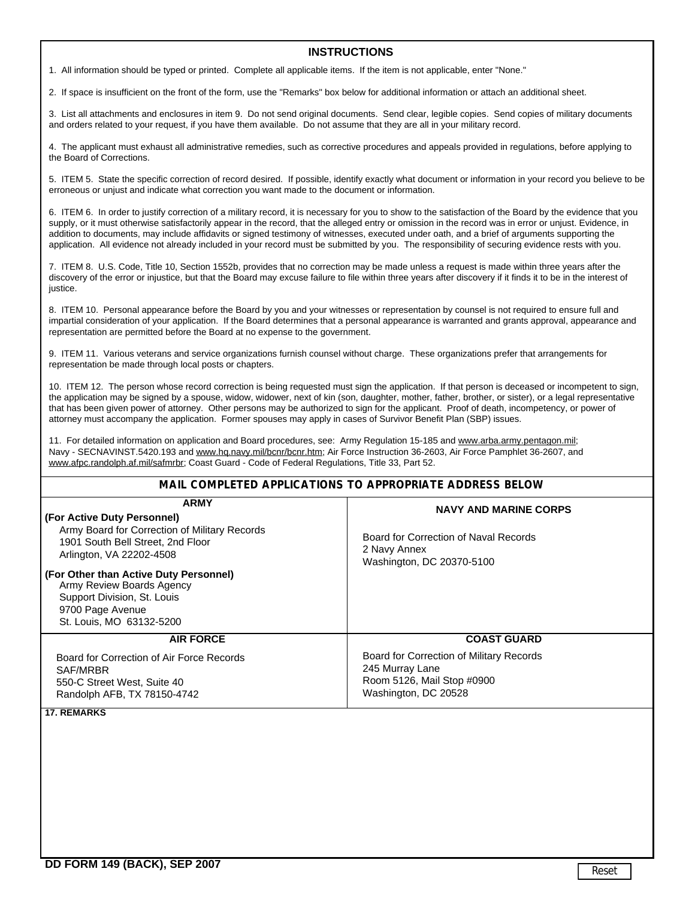## INSTRUCTIONS

1. All information should be typed or printed. Complete all applicable items. If the item is not applicable, enter "None."

2. If space is insufficient on the front of the form, use the "Remarks" box below for additional information or attach an additional sheet.

3. List all attachments and enclosures in item 9. Do not send original documents. Send clear, legible copies. Send copies of military documents and orders related to your request, if you have them available. Do not assume that they are all in your military record.

4. The applicant must exhaust all administrative remedies, such as corrective procedures and appeals provided in regulations, before applying to the Board of Corrections.

5. ITEM 5. State the specific correction of record desired. If possible, identify exactly what document or information in your record you believe to be erroneous or unjust and indicate what correction you want made to the document or information.

6. ITEM 6. In order to justify correction of a military record, it is necessary for you to show to the satisfaction of the Board by the evidence that you supply, or it must otherwise satisfactorily appear in the record, that the alleged entry or omission in the record was in error or unjust. Evidence, in addition to documents, may include affidavits or signed testimony of witnesses, executed under oath, and a brief of arguments supporting the application. All evidence not already included in your record must be submitted by you. The responsibility of securing evidence rests with you.

7. ITEM 8. U.S. Code, Title 10, Section 1552b, provides that no correction may be made unless a request is made within three years after the discovery of the error or injustice, but that the Board may excuse failure to file within three years after discovery if it finds it to be in the interest of justice.

8. ITEM 10. Personal appearance before the Board by you and your witnesses or representation by counsel is not required to ensure full and impartial consideration of your application. If the Board determines that a personal appearance is warranted and grants approval, appearance and representation are permitted before the Board at no expense to the government.

9. ITEM 11. Various veterans and service organizations furnish counsel without charge. These organizations prefer that arrangements for representation be made through local posts or chapters.

10. ITEM 12. The person whose record correction is being requested must sign the application. If that person is deceased or incompetent to sign, the application may be signed by a spouse, widow, widower, next of kin (son, daughter, mother, father, brother, or sister), or a legal representative that has been given power of attorney. Other persons may be authorized to sign for the applicant. Proof of death, incompetency, or power of attorney must accompany the application. Former spouses may apply in cases of Survivor Benefit Plan (SBP) issues.

11. For detailed information on application and Board procedures, see: Army Regulation 15-185 and www.arba.army.pentagon.mil; Navy - SECNAVINST.5420.193 and www.hq.navy.mil/bcnr/bcnr.htm; Air Force Instruction 36-2603, Air Force Pamphlet 36-2607, and www.afpc.randolph.af.mil/safmrbr; Coast Guard - Code of Federal Regulations, Title 33, Part 52.

## MAIL COMPLETED APPLICATIONS TO APPROPRIATE ADDRESS BELOW

### ARMY

**(For Active Duty Personnel)**

Army Board for Correction of Military Records
1901 South Bell Street, 2nd Floor
Arlington, VA 22202-4508

**(For Other than Active Duty Personnel)**

Army Review Boards Agency
Support Division, St. Louis
9700 Page Avenue
St. Louis, MO 63132-5200

### NAVY AND MARINE CORPS

Board for Correction of Naval Records
2 Navy Annex
Washington, DC 20370-5100

### AIR FORCE

Board for Correction of Air Force Records
SAF/MRBR
550-C Street West, Suite 40
Randolph AFB, TX 78150-4742

### COAST GUARD

Board for Correction of Military Records
245 Murray Lane
Room 5126, Mail Stop #0900
Washington, DC 20528

**17. REMARKS**

**DD FORM 149 (BACK), SEP 2007**

Reset